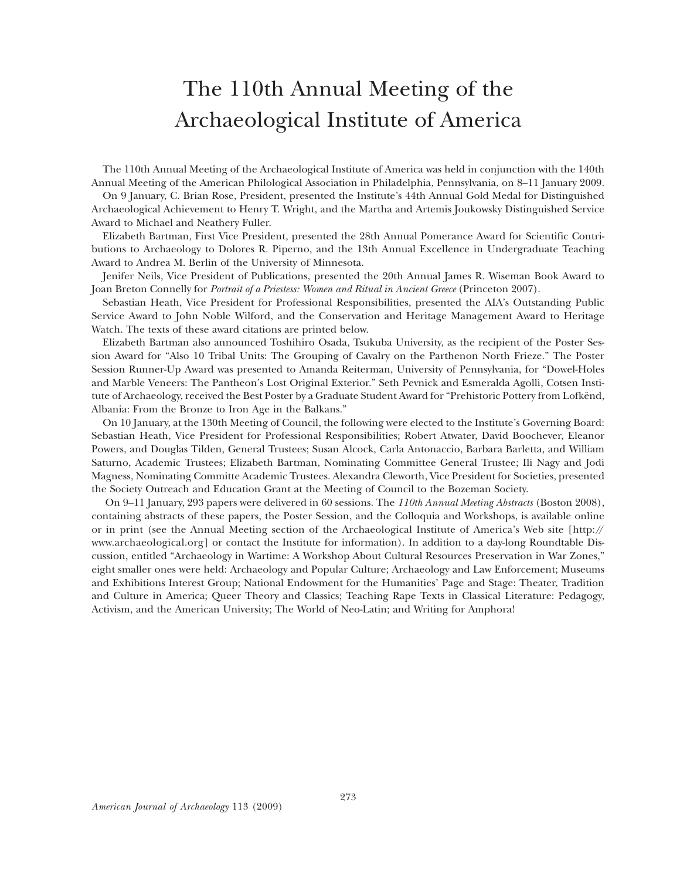# The 110th Annual Meeting of the Archaeological Institute of America

The 110th Annual Meeting of the Archaeological Institute of America was held in conjunction with the 140th Annual Meeting of the American Philological Association in Philadelphia, Pennsylvania, on 8–11 January 2009.

On 9 January, C. Brian Rose, President, presented the Institute's 44th Annual Gold Medal for Distinguished Archaeological Achievement to Henry T. Wright, and the Martha and Artemis Joukowsky Distinguished Service Award to Michael and Neathery Fuller.

Elizabeth Bartman, First Vice President, presented the 28th Annual Pomerance Award for Scientific Contributions to Archaeology to Dolores R. Piperno, and the 13th Annual Excellence in Undergraduate Teaching Award to Andrea M. Berlin of the University of Minnesota.

Jenifer Neils, Vice President of Publications, presented the 20th Annual James R. Wiseman Book Award to Joan Breton Connelly for *Portrait of a Priestess: Women and Ritual in Ancient Greece* (Princeton 2007).

Sebastian Heath, Vice President for Professional Responsibilities, presented the AIA's Outstanding Public Service Award to John Noble Wilford, and the Conservation and Heritage Management Award to Heritage Watch. The texts of these award citations are printed below.

Elizabeth Bartman also announced Toshihiro Osada, Tsukuba University, as the recipient of the Poster Session Award for "Also 10 Tribal Units: The Grouping of Cavalry on the Parthenon North Frieze." The Poster Session Runner-Up Award was presented to Amanda Reiterman, University of Pennsylvania, for "Dowel-Holes and Marble Veneers: The Pantheon's Lost Original Exterior." Seth Pevnick and Esmeralda Agolli, Cotsen Institute of Archaeology, received the Best Poster by a Graduate Student Award for "Prehistoric Pottery from Lofkënd, Albania: From the Bronze to Iron Age in the Balkans."

On 10 January, at the 130th Meeting of Council, the following were elected to the Institute's Governing Board: Sebastian Heath, Vice President for Professional Responsibilities; Robert Atwater, David Boochever, Eleanor Powers, and Douglas Tilden, General Trustees; Susan Alcock, Carla Antonaccio, Barbara Barletta, and William Saturno, Academic Trustees; Elizabeth Bartman, Nominating Committee General Trustee; Ili Nagy and Jodi Magness, Nominating Committe Academic Trustees. Alexandra Cleworth, Vice President for Societies, presented the Society Outreach and Education Grant at the Meeting of Council to the Bozeman Society.

On 9–11 January, 293 papers were delivered in 60 sessions. The *110th Annual Meeting Abstracts* (Boston 2008), containing abstracts of these papers, the Poster Session, and the Colloquia and Workshops, is available online or in print (see the Annual Meeting section of the Archaeological Institute of America's Web site [http://www.archaeological.org] or contact the Institute for information). In addition to a day-long Roundtable Discussion, entitled "Archaeology in Wartime: A Workshop About Cultural Resources Preservation in War Zones," eight smaller ones were held: Archaeology and Popular Culture; Archaeology and Law Enforcement; Museums and Exhibitions Interest Group; National Endowment for the Humanities' Page and Stage: Theater, Tradition and Culture in America; Queer Theory and Classics; Teaching Rape Texts in Classical Literature: Pedagogy, Activism, and the American University; The World of Neo-Latin; and Writing for Amphora!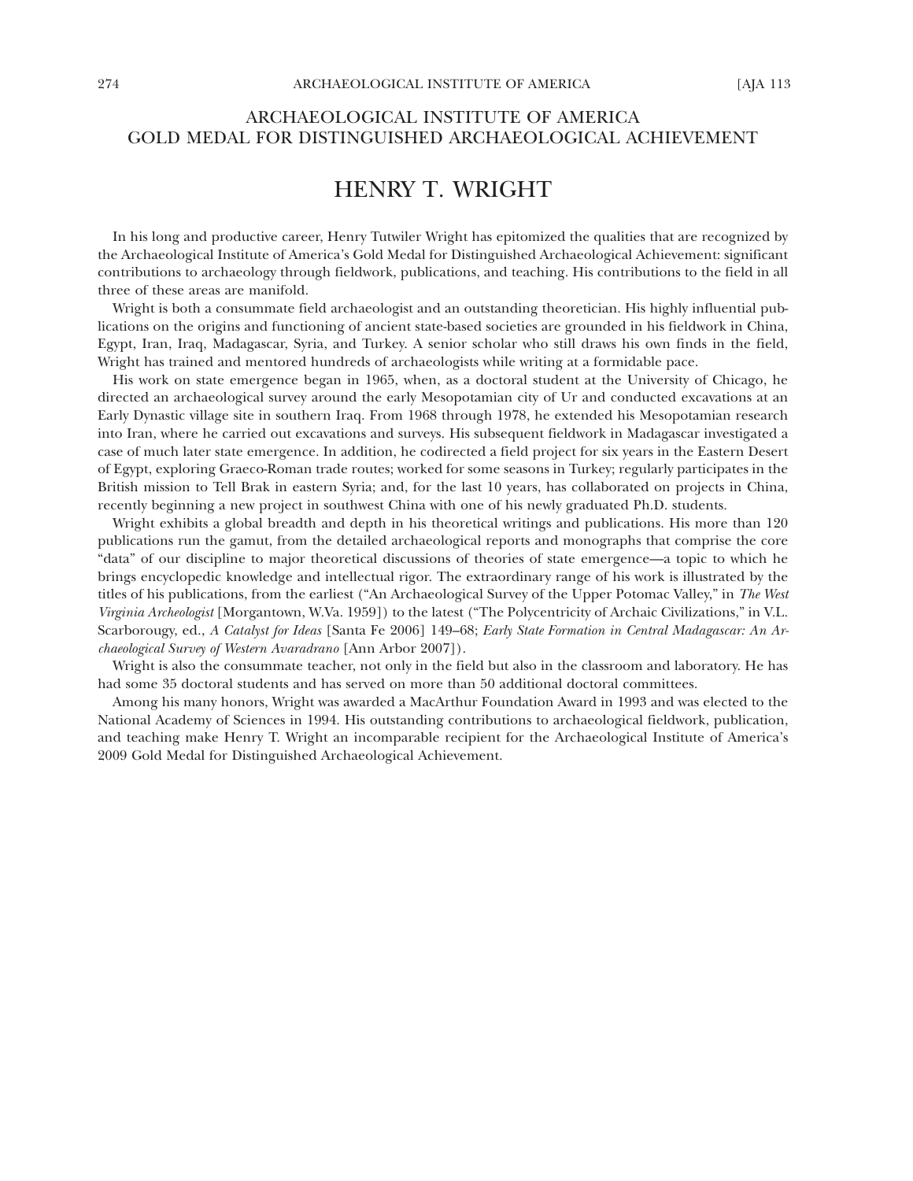# ARCHAEOLOGICAL INSTITUTE OF AMERICA GOLD MEDAL FOR DISTINGUISHED ARCHAEOLOGICAL ACHIEVEMENT

## HENRY T. WRIGHT

In his long and productive career, Henry Tutwiler Wright has epitomized the qualities that are recognized by the Archaeological Institute of America's Gold Medal for Distinguished Archaeological Achievement: significant contributions to archaeology through fieldwork, publications, and teaching. His contributions to the field in all three of these areas are manifold.

Wright is both a consummate field archaeologist and an outstanding theoretician. His highly influential publications on the origins and functioning of ancient state-based societies are grounded in his fieldwork in China, Egypt, Iran, Iraq, Madagascar, Syria, and Turkey. A senior scholar who still draws his own finds in the field, Wright has trained and mentored hundreds of archaeologists while writing at a formidable pace.

His work on state emergence began in 1965, when, as a doctoral student at the University of Chicago, he directed an archaeological survey around the early Mesopotamian city of Ur and conducted excavations at an Early Dynastic village site in southern Iraq. From 1968 through 1978, he extended his Mesopotamian research into Iran, where he carried out excavations and surveys. His subsequent fieldwork in Madagascar investigated a case of much later state emergence. In addition, he codirected a field project for six years in the Eastern Desert of Egypt, exploring Graeco-Roman trade routes; worked for some seasons in Turkey; regularly participates in the British mission to Tell Brak in eastern Syria; and, for the last 10 years, has collaborated on projects in China, recently beginning a new project in southwest China with one of his newly graduated Ph.D. students.

Wright exhibits a global breadth and depth in his theoretical writings and publications. His more than 120 publications run the gamut, from the detailed archaeological reports and monographs that comprise the core "data" of our discipline to major theoretical discussions of theories of state emergence—a topic to which he brings encyclopedic knowledge and intellectual rigor. The extraordinary range of his work is illustrated by the titles of his publications, from the earliest ("An Archaeological Survey of the Upper Potomac Valley," in *The West Virginia Archeologist* [Morgantown, W.Va. 1959]) to the latest ("The Polycentricity of Archaic Civilizations," in V.L. Scarborougy, ed., *A Catalyst for Ideas* [Santa Fe 2006] 149–68; *Early State Formation in Central Madagascar: An Archaeological Survey of Western Avaradrano* [Ann Arbor 2007]).

Wright is also the consummate teacher, not only in the field but also in the classroom and laboratory. He has had some 35 doctoral students and has served on more than 50 additional doctoral committees.

Among his many honors, Wright was awarded a MacArthur Foundation Award in 1993 and was elected to the National Academy of Sciences in 1994. His outstanding contributions to archaeological fieldwork, publication, and teaching make Henry T. Wright an incomparable recipient for the Archaeological Institute of America's 2009 Gold Medal for Distinguished Archaeological Achievement.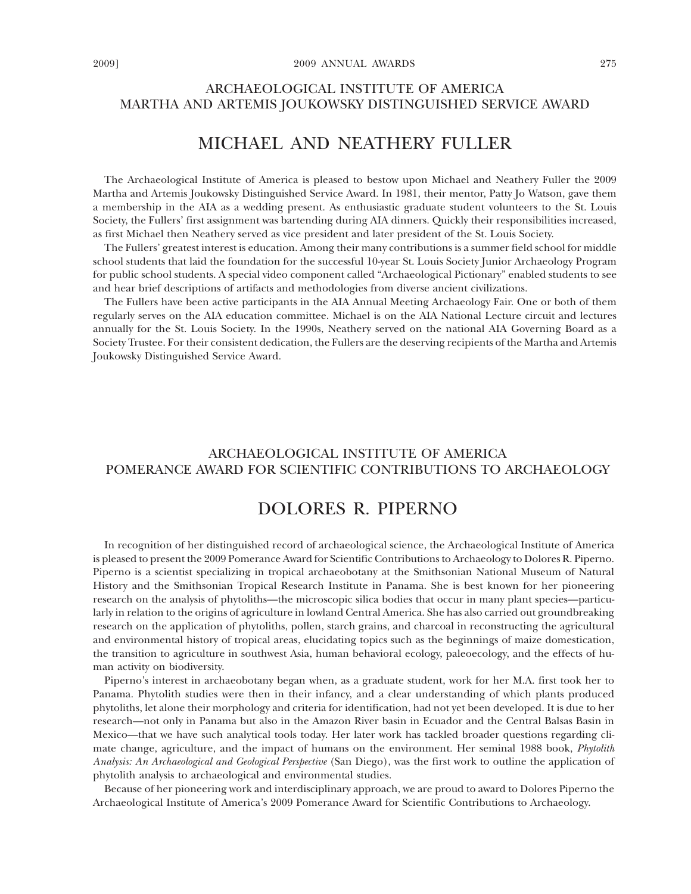## ARCHAEOLOGICAL INSTITUTE OF AMERICA
## MARTHA AND ARTEMIS JOUKOWSKY DISTINGUISHED SERVICE AWARD

# MICHAEL AND NEATHERY FULLER

The Archaeological Institute of America is pleased to bestow upon Michael and Neathery Fuller the 2009 Martha and Artemis Joukowsky Distinguished Service Award. In 1981, their mentor, Patty Jo Watson, gave them a membership in the AIA as a wedding present. As enthusiastic graduate student volunteers to the St. Louis Society, the Fullers' first assignment was bartending during AIA dinners. Quickly their responsibilities increased, as first Michael then Neathery served as vice president and later president of the St. Louis Society.

The Fullers' greatest interest is education. Among their many contributions is a summer field school for middle school students that laid the foundation for the successful 10-year St. Louis Society Junior Archaeology Program for public school students. A special video component called "Archaeological Pictionary" enabled students to see and hear brief descriptions of artifacts and methodologies from diverse ancient civilizations.

The Fullers have been active participants in the AIA Annual Meeting Archaeology Fair. One or both of them regularly serves on the AIA education committee. Michael is on the AIA National Lecture circuit and lectures annually for the St. Louis Society. In the 1990s, Neathery served on the national AIA Governing Board as a Society Trustee. For their consistent dedication, the Fullers are the deserving recipients of the Martha and Artemis Joukowsky Distinguished Service Award.

## ARCHAEOLOGICAL INSTITUTE OF AMERICA
## POMERANCE AWARD FOR SCIENTIFIC CONTRIBUTIONS TO ARCHAEOLOGY

# DOLORES R. PIPERNO

In recognition of her distinguished record of archaeological science, the Archaeological Institute of America is pleased to present the 2009 Pomerance Award for Scientific Contributions to Archaeology to Dolores R. Piperno. Piperno is a scientist specializing in tropical archaeobotany at the Smithsonian National Museum of Natural History and the Smithsonian Tropical Research Institute in Panama. She is best known for her pioneering research on the analysis of phytoliths—the microscopic silica bodies that occur in many plant species—particularly in relation to the origins of agriculture in lowland Central America. She has also carried out groundbreaking research on the application of phytoliths, pollen, starch grains, and charcoal in reconstructing the agricultural and environmental history of tropical areas, elucidating topics such as the beginnings of maize domestication, the transition to agriculture in southwest Asia, human behavioral ecology, paleoecology, and the effects of human activity on biodiversity.

Piperno's interest in archaeobotany began when, as a graduate student, work for her M.A. first took her to Panama. Phytolith studies were then in their infancy, and a clear understanding of which plants produced phytoliths, let alone their morphology and criteria for identification, had not yet been developed. It is due to her research—not only in Panama but also in the Amazon River basin in Ecuador and the Central Balsas Basin in Mexico—that we have such analytical tools today. Her later work has tackled broader questions regarding climate change, agriculture, and the impact of humans on the environment. Her seminal 1988 book, *Phytolith Analysis: An Archaeological and Geological Perspective* (San Diego), was the first work to outline the application of phytolith analysis to archaeological and environmental studies.

Because of her pioneering work and interdisciplinary approach, we are proud to award to Dolores Piperno the Archaeological Institute of America's 2009 Pomerance Award for Scientific Contributions to Archaeology.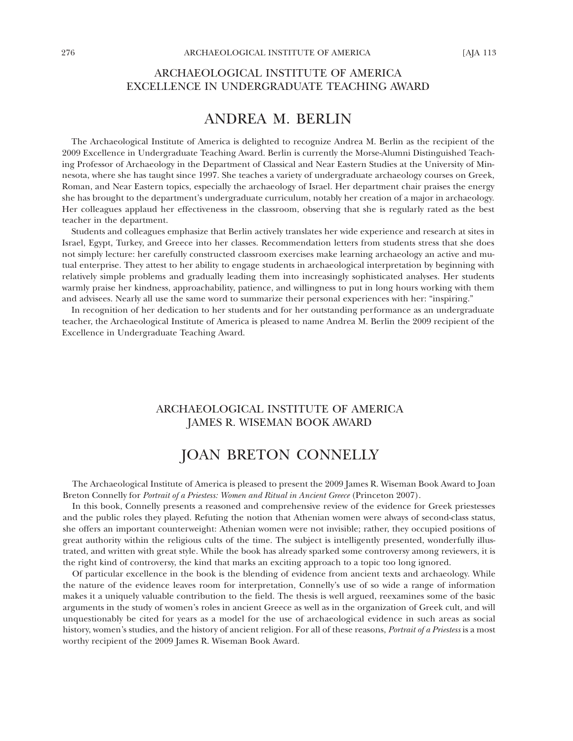## ARCHAEOLOGICAL INSTITUTE OF AMERICA EXCELLENCE IN UNDERGRADUATE TEACHING AWARD

# ANDREA M. BERLIN

The Archaeological Institute of America is delighted to recognize Andrea M. Berlin as the recipient of the 2009 Excellence in Undergraduate Teaching Award. Berlin is currently the Morse-Alumni Distinguished Teaching Professor of Archaeology in the Department of Classical and Near Eastern Studies at the University of Minnesota, where she has taught since 1997. She teaches a variety of undergraduate archaeology courses on Greek, Roman, and Near Eastern topics, especially the archaeology of Israel. Her department chair praises the energy she has brought to the department's undergraduate curriculum, notably her creation of a major in archaeology. Her colleagues applaud her effectiveness in the classroom, observing that she is regularly rated as the best teacher in the department.

Students and colleagues emphasize that Berlin actively translates her wide experience and research at sites in Israel, Egypt, Turkey, and Greece into her classes. Recommendation letters from students stress that she does not simply lecture: her carefully constructed classroom exercises make learning archaeology an active and mutual enterprise. They attest to her ability to engage students in archaeological interpretation by beginning with relatively simple problems and gradually leading them into increasingly sophisticated analyses. Her students warmly praise her kindness, approachability, patience, and willingness to put in long hours working with them and advisees. Nearly all use the same word to summarize their personal experiences with her: "inspiring."

In recognition of her dedication to her students and for her outstanding performance as an undergraduate teacher, the Archaeological Institute of America is pleased to name Andrea M. Berlin the 2009 recipient of the Excellence in Undergraduate Teaching Award.

## ARCHAEOLOGICAL INSTITUTE OF AMERICA JAMES R. WISEMAN BOOK AWARD

# JOAN BRETON CONNELLY

The Archaeological Institute of America is pleased to present the 2009 James R. Wiseman Book Award to Joan Breton Connelly for *Portrait of a Priestess: Women and Ritual in Ancient Greece* (Princeton 2007).

In this book, Connelly presents a reasoned and comprehensive review of the evidence for Greek priestesses and the public roles they played. Refuting the notion that Athenian women were always of second-class status, she offers an important counterweight: Athenian women were not invisible; rather, they occupied positions of great authority within the religious cults of the time. The subject is intelligently presented, wonderfully illustrated, and written with great style. While the book has already sparked some controversy among reviewers, it is the right kind of controversy, the kind that marks an exciting approach to a topic too long ignored.

Of particular excellence in the book is the blending of evidence from ancient texts and archaeology. While the nature of the evidence leaves room for interpretation, Connelly's use of so wide a range of information makes it a uniquely valuable contribution to the field. The thesis is well argued, reexamines some of the basic arguments in the study of women's roles in ancient Greece as well as in the organization of Greek cult, and will unquestionably be cited for years as a model for the use of archaeological evidence in such areas as social history, women's studies, and the history of ancient religion. For all of these reasons, *Portrait of a Priestess* is a most worthy recipient of the 2009 James R. Wiseman Book Award.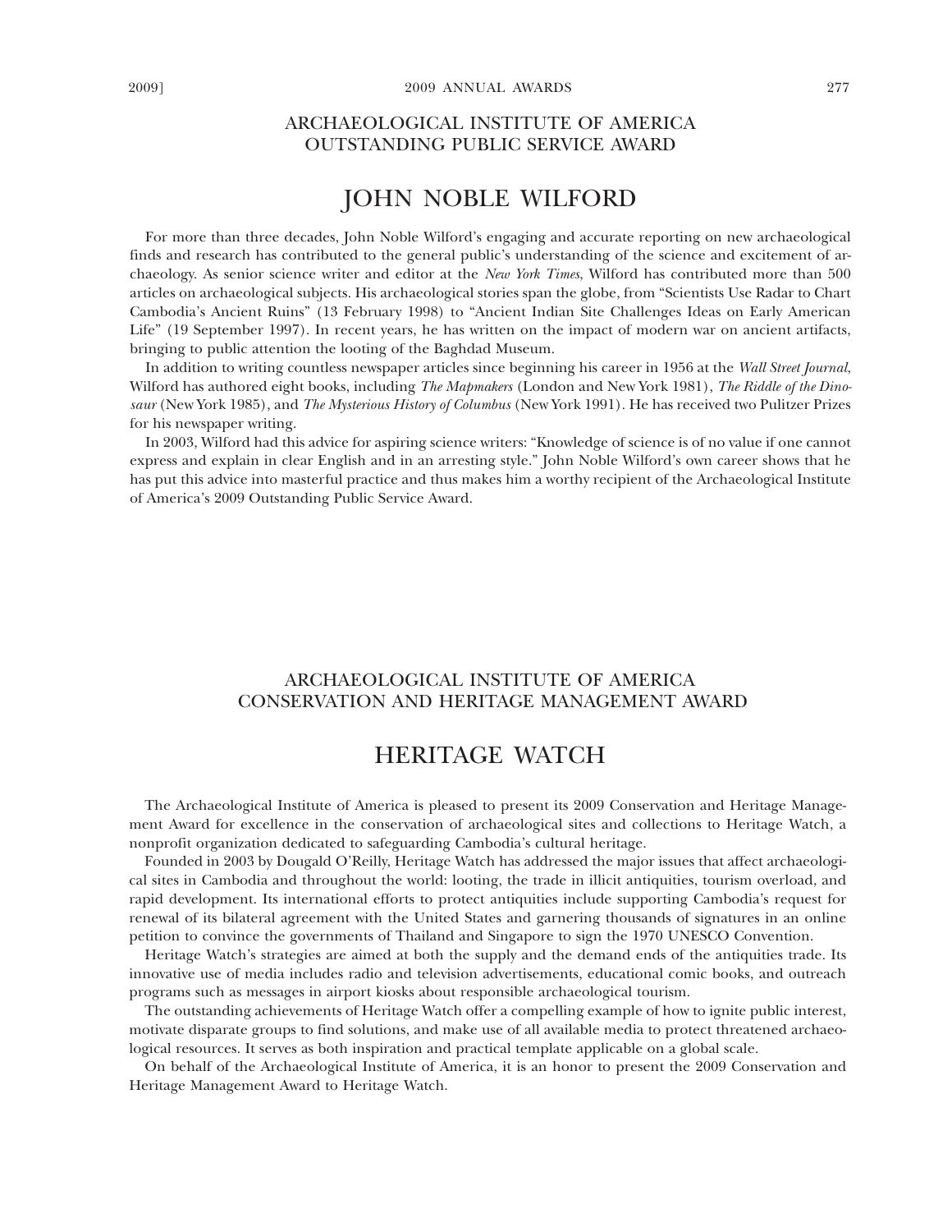## ARCHAEOLOGICAL INSTITUTE OF AMERICA OUTSTANDING PUBLIC SERVICE AWARD

# JOHN NOBLE WILFORD

For more than three decades, John Noble Wilford's engaging and accurate reporting on new archaeological finds and research has contributed to the general public's understanding of the science and excitement of archaeology. As senior science writer and editor at the *New York Times*, Wilford has contributed more than 500 articles on archaeological subjects. His archaeological stories span the globe, from "Scientists Use Radar to Chart Cambodia's Ancient Ruins" (13 February 1998) to "Ancient Indian Site Challenges Ideas on Early American Life" (19 September 1997). In recent years, he has written on the impact of modern war on ancient artifacts, bringing to public attention the looting of the Baghdad Museum.

In addition to writing countless newspaper articles since beginning his career in 1956 at the *Wall Street Journal*, Wilford has authored eight books, including *The Mapmakers* (London and New York 1981), *The Riddle of the Dinosaur* (New York 1985), and *The Mysterious History of Columbus* (New York 1991). He has received two Pulitzer Prizes for his newspaper writing.

In 2003, Wilford had this advice for aspiring science writers: "Knowledge of science is of no value if one cannot express and explain in clear English and in an arresting style." John Noble Wilford's own career shows that he has put this advice into masterful practice and thus makes him a worthy recipient of the Archaeological Institute of America's 2009 Outstanding Public Service Award.

## ARCHAEOLOGICAL INSTITUTE OF AMERICA CONSERVATION AND HERITAGE MANAGEMENT AWARD

# HERITAGE WATCH

The Archaeological Institute of America is pleased to present its 2009 Conservation and Heritage Management Award for excellence in the conservation of archaeological sites and collections to Heritage Watch, a nonprofit organization dedicated to safeguarding Cambodia's cultural heritage.

Founded in 2003 by Dougald O'Reilly, Heritage Watch has addressed the major issues that affect archaeological sites in Cambodia and throughout the world: looting, the trade in illicit antiquities, tourism overload, and rapid development. Its international efforts to protect antiquities include supporting Cambodia's request for renewal of its bilateral agreement with the United States and garnering thousands of signatures in an online petition to convince the governments of Thailand and Singapore to sign the 1970 UNESCO Convention.

Heritage Watch's strategies are aimed at both the supply and the demand ends of the antiquities trade. Its innovative use of media includes radio and television advertisements, educational comic books, and outreach programs such as messages in airport kiosks about responsible archaeological tourism.

The outstanding achievements of Heritage Watch offer a compelling example of how to ignite public interest, motivate disparate groups to find solutions, and make use of all available media to protect threatened archaeological resources. It serves as both inspiration and practical template applicable on a global scale.

On behalf of the Archaeological Institute of America, it is an honor to present the 2009 Conservation and Heritage Management Award to Heritage Watch.